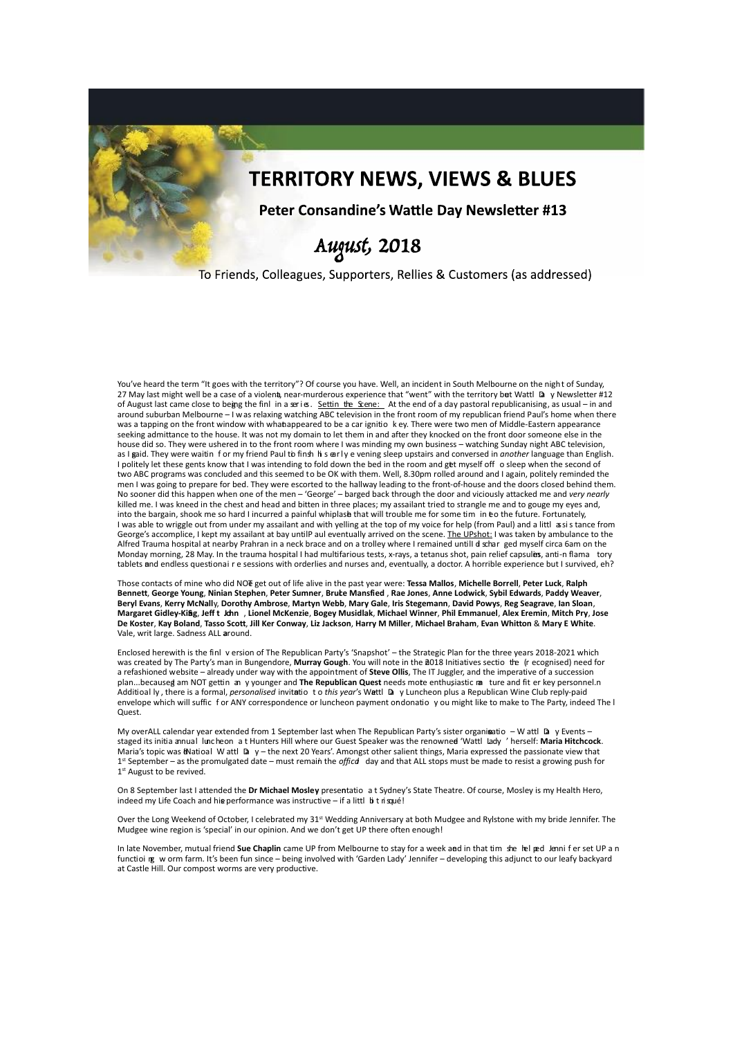# TERRITORY NEWS, VIEWS & BLUES

## Peter Consandine's Wattle Day Newsletter #13

### *August, 2018*

To Friends, Colleagues, Supporters, Rellies & Customers (as addressed)

You've heard the term "It goes with the territory"? Of course you have. Well, an incident in South Melbourne on the night of Sunday, 27 May last might well be a case of a violent, near-murderous experience that "went" with the territory but Wattle Day Newsletter #12 of August last came close to being the final in a series. Setting the Scene: At the end of a day pastoral republicanising, as usual – in and around suburban Melbourne – I was relaxing watching ABC television in the front room of my republican friend Paul's home when there was a tapping on the front window with what appeared to be a car ignition key. There were two men of Middle-Eastern appearance seeking admittance to the house. It was not my domain to let them in and after they knocked on the front door someone else in the house did so. They were ushered in to the front room where I was minding my own business – watching Sunday night ABC television, as I said. They were waiting for my friend Paul to finish his early evening sleep upstairs and conversed in *another* language than English. I politely let these gents know that I was intending to fold down the bed in the room and get myself off to sleep when the second of two ABC programs was concluded and this seemed to be OK with them. Well, 8.30pm rolled around and I again, politely reminded the men I was going to prepare for bed. They were escorted to the hallway leading to the front-of-house and the doors closed behind them. No sooner did this happen when one of the men – 'George' – barged back through the door and viciously attacked me and *very nearly* killed me. I was kneed in the chest and head and bitten in three places; my assailant tried to strangle me and to gouge my eyes and, into the bargain, shook me so hard I incurred a painful whiplash that will trouble me for some time into the future. Fortunately, I was able to wriggle out from under my assailant and with yelling at the top of my voice for help (from Paul) and a little assistance from George's accomplice, I kept my assailant at bay until Paul eventually arrived on the scene. The UPshot: I was taken by ambulance to the Alfred Trauma hospital at nearby Prahran in a neck brace and on a trolley where I remained until I discharged myself circa 6am on the Monday morning, 28 May. In the trauma hospital I had multifarious tests, x-rays, a tetanus shot, pain relief capsules, anti-inflammatory tablets and endless questionaire sessions with orderlies and nurses and, eventually, a doctor. A horrible experience but I survived, eh?

Those contacts of mine who did NOT get out of life alive in the past year were: **Tessa Mallos**, **Michelle Borrell**, **Peter Luck**, **Ralph Bennett**, **George Young**, **Ninian Stephen**, **Peter Sumner**, **Bruce Mansfied**, **Rae Jones**, **Anne Lodwick**, **Sybil Edwards**, **Paddy Weaver**, **Beryl Evans**, **Kerry McNally**, **Dorothy Ambrose**, **Martyn Webb**, **Mary Gale**, **Iris Stegemann**, **David Powys**, **Reg Seagrave**, **Ian Sloan**, **Margaret Gidley-King**, **Jeff St John**, **Lionel McKenzie**, **Bogey Musidlak**, **Michael Winner**, **Phil Emmanuel**, **Alex Eremin**, **Mitch Pry**, **Jose De Koster**, **Kay Boland**, **Tasso Scott**, **Jill Ker Conway**, **Liz Jackson**, **Harry M Miller**, **Michael Braham**, **Evan Whitton** & **Mary E White**. Vale, writ large. Sadness ALL around.

Enclosed herewith is the final version of The Republican Party's 'Snapshot' – the Strategic Plan for the three years 2018-2021 which was created by The Party's man in Bungendore, **Murray Gough**. You will note in the 2018 Initiatives section the (recognised) need for a refashioned website – already under way with the appointment of **Steve Ollis**, The IT Juggler, and the imperative of a succession plan...because I am NOT getting any younger and **The Republican Quest** needs more enthusiastic mature and fitter key personnel. Additionally, there is a formal, *personalised* invitation to *this year's* Wattle Day Luncheon plus a Republican Wine Club reply-paid envelope which will suffice for ANY correspondence or luncheon payment or donation you might like to make to The Party, indeed The Quest.

My overALL calendar year extended from 1 September last when The Republican Party's sister organisation – Wattle Day Events – staged its initial annual luncheon at Hunters Hill where our Guest Speaker was the renowned 'Wattle Lady' herself: **Maria Hitchcock**. Maria's topic was 'National Wattle Day – the next 20 Years'. Amongst other salient things, Maria expressed the passionate view that 1st September – as the promulgated date – must remain the *official* day and that ALL stops must be made to resist a growing push for 1st August to be revived.

On 8 September last I attended the **Dr Michael Mosley** presentation at Sydney's State Theatre. Of course, Mosley is my Health Hero, indeed my Life Coach and his performance was instructive – if a little bit risqué!

Over the Long Weekend of October, I celebrated my 31st Wedding Anniversary at both Mudgee and Rylstone with my bride Jennifer. The Mudgee wine region is 'special' in our opinion. And we don't get UP there often enough!

In late November, mutual friend **Sue Chaplin** came UP from Melbourne to stay for a week and in that time she helped Jennifer set UP a functioning worm farm. It's been fun since – being involved with 'Garden Lady' Jennifer – developing this adjunct to our leafy backyard at Castle Hill. Our compost worms are very productive.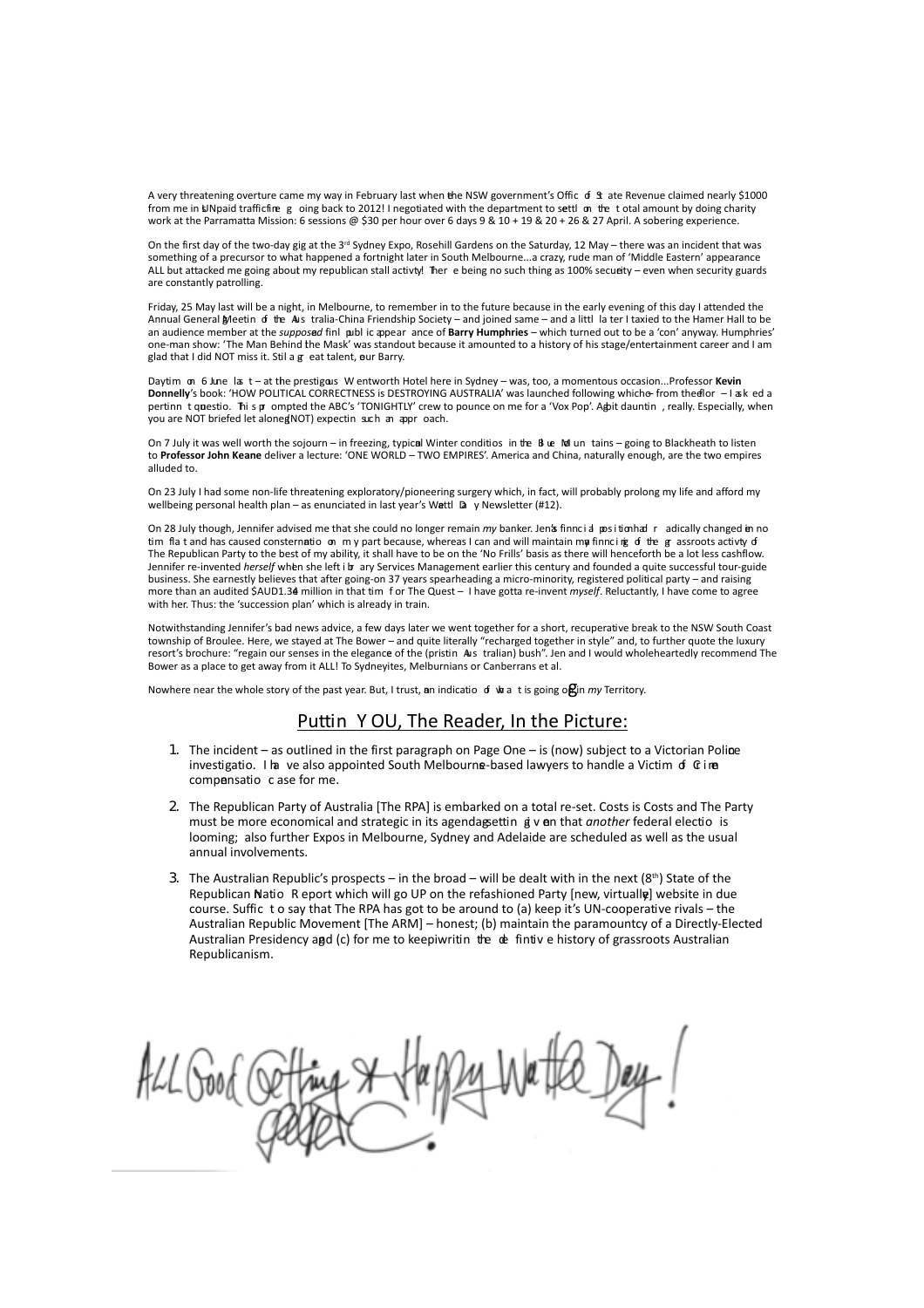A very threatening overture came my way in February last when the NSW government's Office of State Revenue claimed nearly $1000 from me in UNpaid traffic fines going back to 2012! I negotiated with the department to settle on the total amount by doing charity work at the Parramatta Mission: 6 sessions @ $30 per hour over 6 days 9 & 10 + 19 & 20 + 26 & 27 April. A sobering experience.

On the first day of the two-day gig at the 3rd Sydney Expo, Rosehill Gardens on the Saturday, 12 May – there was an incident that was something of a precursor to what happened a fortnight later in South Melbourne...a crazy, rude man of 'Middle Eastern' appearance ALL but attacked me going about my republican stall activity! There being no such thing as 100% security – even when security guards are constantly patrolling.

Friday, 25 May last will be a night, in Melbourne, to remember in to the future because in the early evening of this day I attended the Annual General Meeting of the Australia-China Friendship Society – and joined same – and a little later I taxied to the Hamer Hall to be an audience member at the *supposed* final public appearance of **Barry Humphries** – which turned out to be a 'con' anyway. Humphries' one-man show: 'The Man Behind the Mask' was standout because it amounted to a history of his stage/entertainment career and I am glad that I did NOT miss it. Still a great talent, our Barry.

Daytime on 6 June last – at the prestigious Wentworth Hotel here in Sydney – was, too, a momentous occasion...Professor **Kevin Donnelly**'s book: 'HOW POLITICAL CORRECTNESS is DESTROYING AUSTRALIA' was launched following which – from the floor – I asked a pertinent question. This prompted the ABC's 'TONIGHTLY' crew to pounce on me for a 'Vox Pop'. A bit daunting, really. Especially, when you are NOT briefed let alone (NOT) expecting such an approach.

On 7 July it was well worth the sojourn – in freezing, typical Winter conditions in the Blue Mountains – going to Blackheath to listen to **Professor John Keane** deliver a lecture: 'ONE WORLD – TWO EMPIRES'. America and China, naturally enough, are the two empires alluded to.

On 23 July I had some non-life threatening exploratory/pioneering surgery which, in fact, will probably prolong my life and afford my wellbeing personal health plan – as enunciated in last year's Wattle Day Newsletter (#12).

On 28 July though, Jennifer advised me that she could no longer remain *my* banker. Jen's financial position had radically changed in no time flat and has caused consternation on my part because, whereas I can and will maintain my financing of the grassroots activity of The Republican Party to the best of my ability, it shall have to be on the 'No Frills' basis as there will henceforth be a lot less cashflow. Jennifer re-invented *herself* when she left library Services Management earlier this century and founded a quite successful tour-guide business. She earnestly believes that after going-on 37 years spearheading a micro-minority, registered political party – and raising more than an audited $AUD1.34 million in that time for The Quest – I have gotta re-invent *myself*. Reluctantly, I have come to agree with her. Thus: the 'succession plan' which is already in train.

Notwithstanding Jennifer's bad news advice, a few days later we went together for a short, recuperative break to the NSW South Coast township of Broulee. Here, we stayed at The Bower – and quite literally "recharged together in style" and, to further quote the luxury resort's brochure: "regain our senses in the elegance of the (pristine Australian) bush". Jen and I would wholeheartedly recommend The Bower as a place to get away from it ALL! To Sydneyites, Melburnians or Canberrans et al.

Nowhere near the whole story of the past year. But, I trust, an indication of what is going on in *my* Territory.

## Puttin YOU, The Reader, In the Picture:

1. The incident – as outlined in the first paragraph on Page One – is (now) subject to a Victorian Police investigation. I have also appointed South Melbourne-based lawyers to handle a Victim of Crime compensation case for me.

2. The Republican Party of Australia [The RPA] is embarked on a total re-set. Costs is Costs and The Party must be more economical and strategic in its agenda-setting given that *another* federal election is looming; also further Expos in Melbourne, Sydney and Adelaide are scheduled as well as the usual annual involvements.

3. The Australian Republic's prospects – in the broad – will be dealt with in the next (8th) State of the Republican Nation Report which will go UP on the refashioned Party [new, virtually] website in due course. Suffice to say that The RPA has got to be around to (a) keep it's UN-cooperative rivals – the Australian Republic Movement [The ARM] – honest; (b) maintain the paramountcy of a Directly-Elected Australian Presidency and (c) for me to keep writing the definitive history of grassroots Australian Republicanism.

ALL Good Getting & Happy Wattle Day!

Peter C.